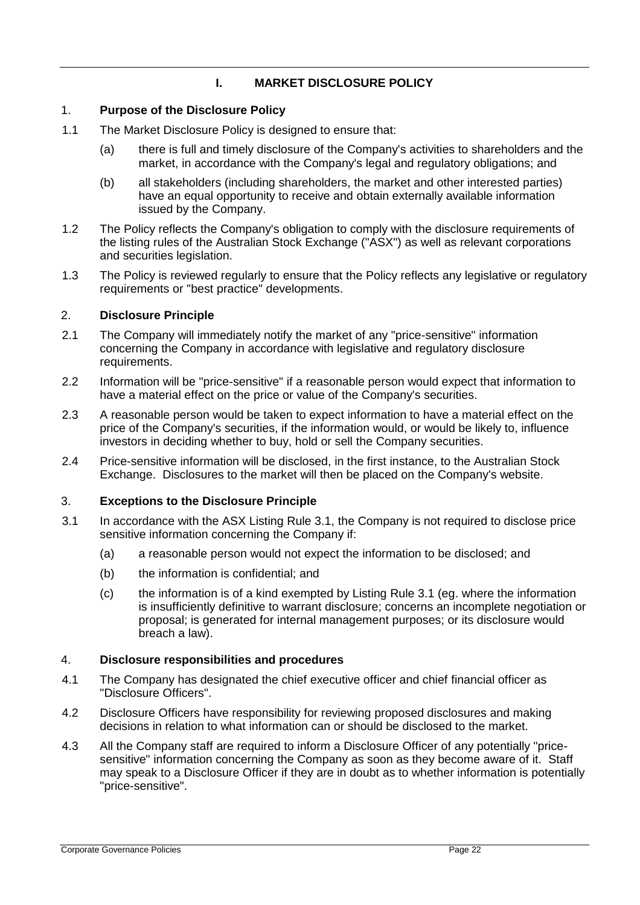# I. MARKET DISCLOSURE POLICY

## 1. Purpose of the Disclosure Policy

1.1 The Market Disclosure Policy is designed to ensure that:

(a) there is full and timely disclosure of the Company's activities to shareholders and the market, in accordance with the Company's legal and regulatory obligations; and

(b) all stakeholders (including shareholders, the market and other interested parties) have an equal opportunity to receive and obtain externally available information issued by the Company.

1.2 The Policy reflects the Company's obligation to comply with the disclosure requirements of the listing rules of the Australian Stock Exchange ("ASX") as well as relevant corporations and securities legislation.

1.3 The Policy is reviewed regularly to ensure that the Policy reflects any legislative or regulatory requirements or "best practice" developments.

## 2. Disclosure Principle

2.1 The Company will immediately notify the market of any "price-sensitive" information concerning the Company in accordance with legislative and regulatory disclosure requirements.

2.2 Information will be "price-sensitive" if a reasonable person would expect that information to have a material effect on the price or value of the Company's securities.

2.3 A reasonable person would be taken to expect information to have a material effect on the price of the Company's securities, if the information would, or would be likely to, influence investors in deciding whether to buy, hold or sell the Company securities.

2.4 Price-sensitive information will be disclosed, in the first instance, to the Australian Stock Exchange. Disclosures to the market will then be placed on the Company's website.

## 3. Exceptions to the Disclosure Principle

3.1 In accordance with the ASX Listing Rule 3.1, the Company is not required to disclose price sensitive information concerning the Company if:

(a) a reasonable person would not expect the information to be disclosed; and

(b) the information is confidential; and

(c) the information is of a kind exempted by Listing Rule 3.1 (eg. where the information is insufficiently definitive to warrant disclosure; concerns an incomplete negotiation or proposal; is generated for internal management purposes; or its disclosure would breach a law).

## 4. Disclosure responsibilities and procedures

4.1 The Company has designated the chief executive officer and chief financial officer as "Disclosure Officers".

4.2 Disclosure Officers have responsibility for reviewing proposed disclosures and making decisions in relation to what information can or should be disclosed to the market.

4.3 All the Company staff are required to inform a Disclosure Officer of any potentially "price-sensitive" information concerning the Company as soon as they become aware of it. Staff may speak to a Disclosure Officer if they are in doubt as to whether information is potentially "price-sensitive".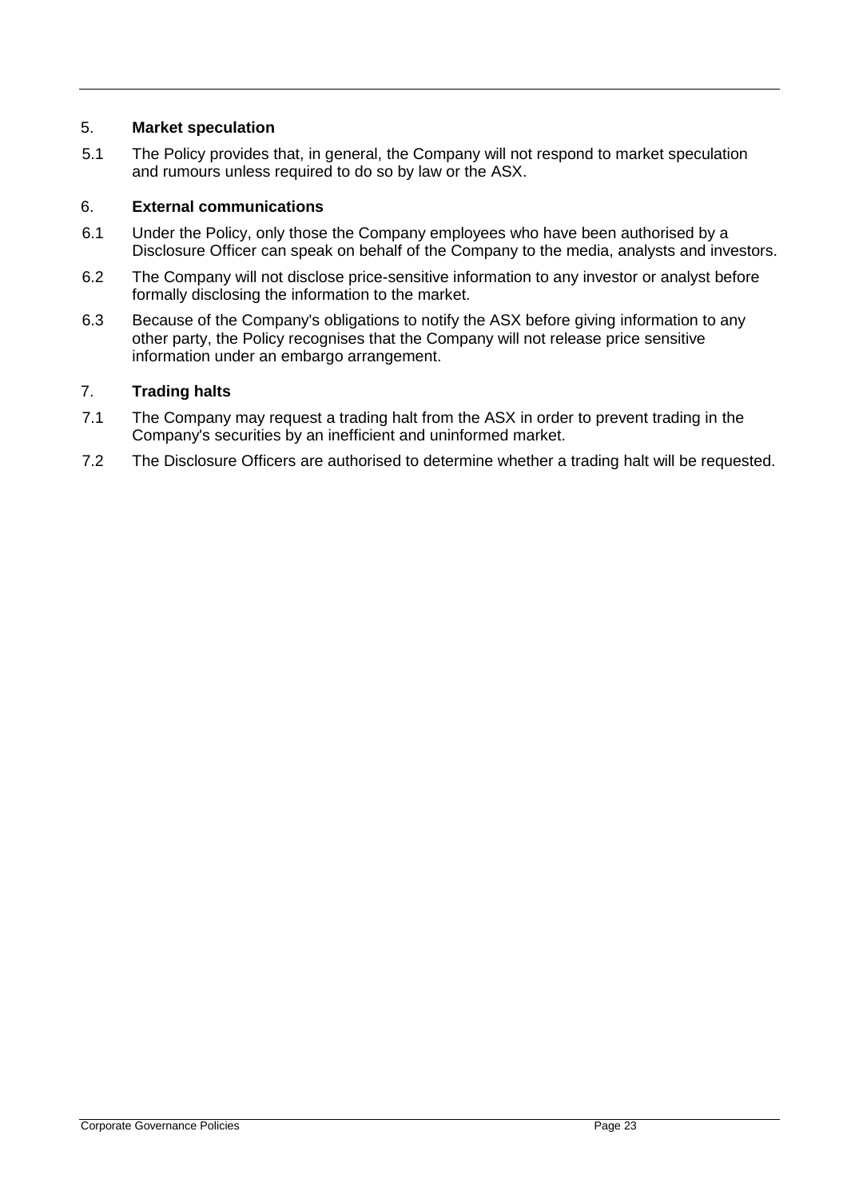## 5. Market speculation

5.1 The Policy provides that, in general, the Company will not respond to market speculation and rumours unless required to do so by law or the ASX.

## 6. External communications

6.1 Under the Policy, only those the Company employees who have been authorised by a Disclosure Officer can speak on behalf of the Company to the media, analysts and investors.

6.2 The Company will not disclose price-sensitive information to any investor or analyst before formally disclosing the information to the market.

6.3 Because of the Company's obligations to notify the ASX before giving information to any other party, the Policy recognises that the Company will not release price sensitive information under an embargo arrangement.

## 7. Trading halts

7.1 The Company may request a trading halt from the ASX in order to prevent trading in the Company's securities by an inefficient and uninformed market.

7.2 The Disclosure Officers are authorised to determine whether a trading halt will be requested.